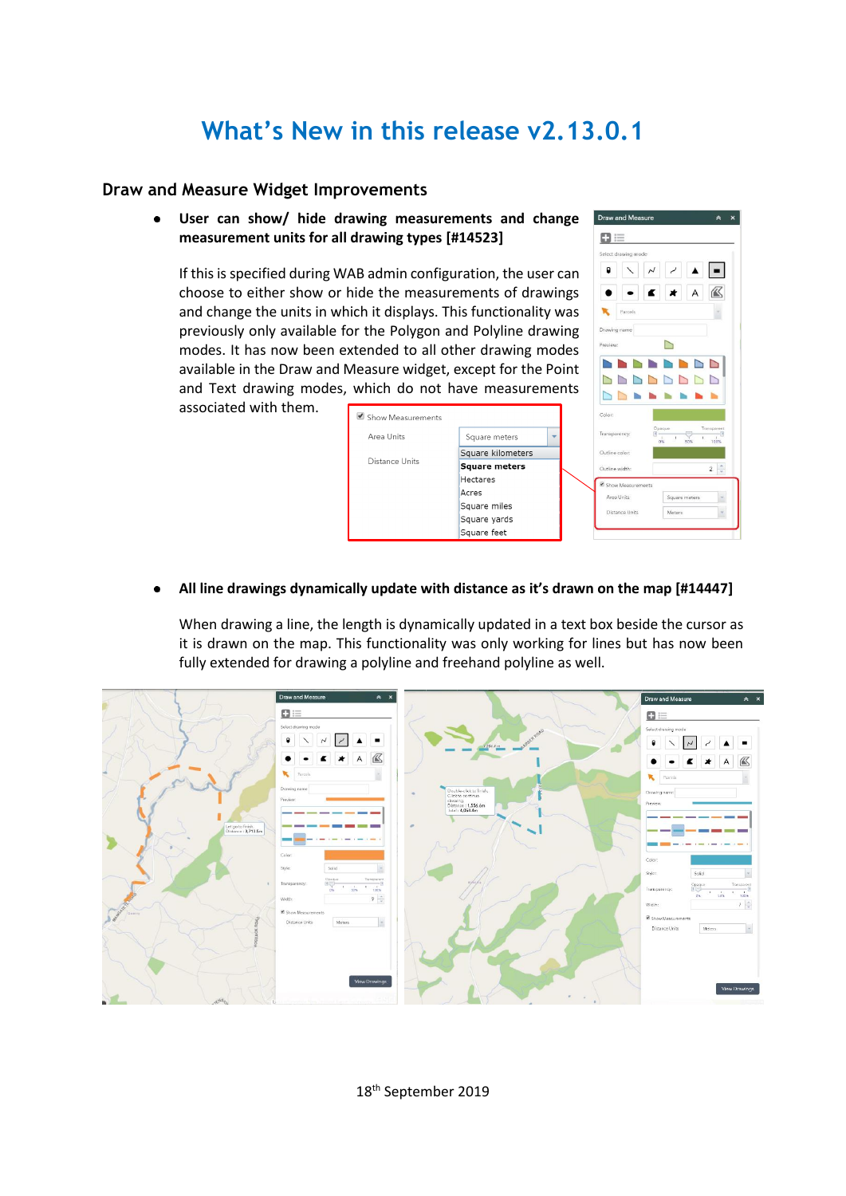# What's New in this release v2.13.0.1

## Draw and Measure Widget Improvements

- **User can show/ hide drawing measurements and change measurement units for all drawing types [#14523]**

  If this is specified during WAB admin configuration, the user can choose to either show or hide the measurements of drawings and change the units in which it displays. This functionality was previously only available for the Polygon and Polyline drawing modes. It has now been extended to all other drawing modes available in the Draw and Measure widget, except for the Point and Text drawing modes, which do not have measurements associated with them.

- **All line drawings dynamically update with distance as it's drawn on the map [#14447]**

  When drawing a line, the length is dynamically updated in a text box beside the cursor as it is drawn on the map. This functionality was only working for lines but has now been fully extended for drawing a polyline and freehand polyline as well.

18th September 2019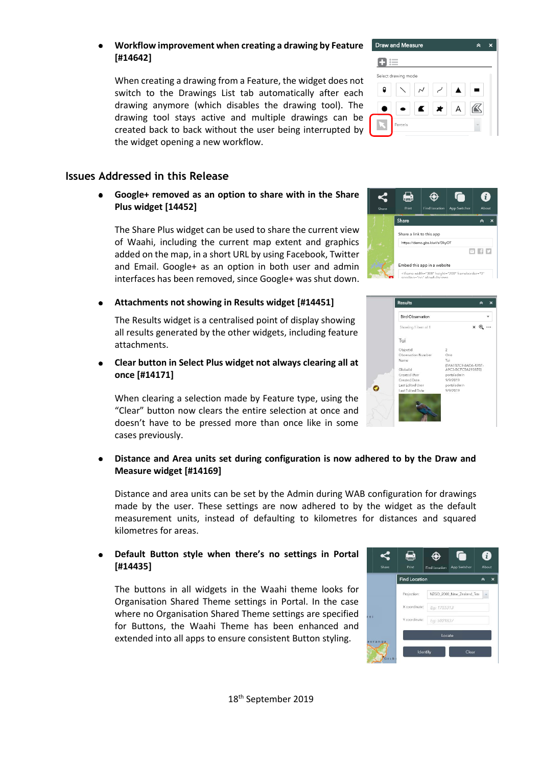- **Workflow improvement when creating a drawing by Feature [#14642]**

  When creating a drawing from a Feature, the widget does not switch to the Drawings List tab automatically after each drawing anymore (which disables the drawing tool). The drawing tool stays active and multiple drawings can be created back to back without the user being interrupted by the widget opening a new workflow.

## Issues Addressed in this Release

- **Google+ removed as an option to share with in the Share Plus widget [14452]**

  The Share Plus widget can be used to share the current view of Waahi, including the current map extent and graphics added on the map, in a short URL by using Facebook, Twitter and Email. Google+ as an option in both user and admin interfaces has been removed, since Google+ was shut down.

- **Attachments not showing in Results widget [#14451]**

  The Results widget is a centralised point of display showing all results generated by the other widgets, including feature attachments.

- **Clear button in Select Plus widget not always clearing all at once [#14171]**

  When clearing a selection made by Feature type, using the "Clear" button now clears the entire selection at once and doesn't have to be pressed more than once like in some cases previously.

- **Distance and Area units set during configuration is now adhered to by the Draw and Measure widget [#14169]**

  Distance and area units can be set by the Admin during WAB configuration for drawings made by the user. These settings are now adhered to by the widget as the default measurement units, instead of defaulting to kilometres for distances and squared kilometres for areas.

- **Default Button style when there's no settings in Portal [#14435]**

  The buttons in all widgets in the Waahi theme looks for Organisation Shared Theme settings in Portal. In the case where no Organisation Shared Theme settings are specified for Buttons, the Waahi Theme has been enhanced and extended into all apps to ensure consistent Button styling.

18th September 2019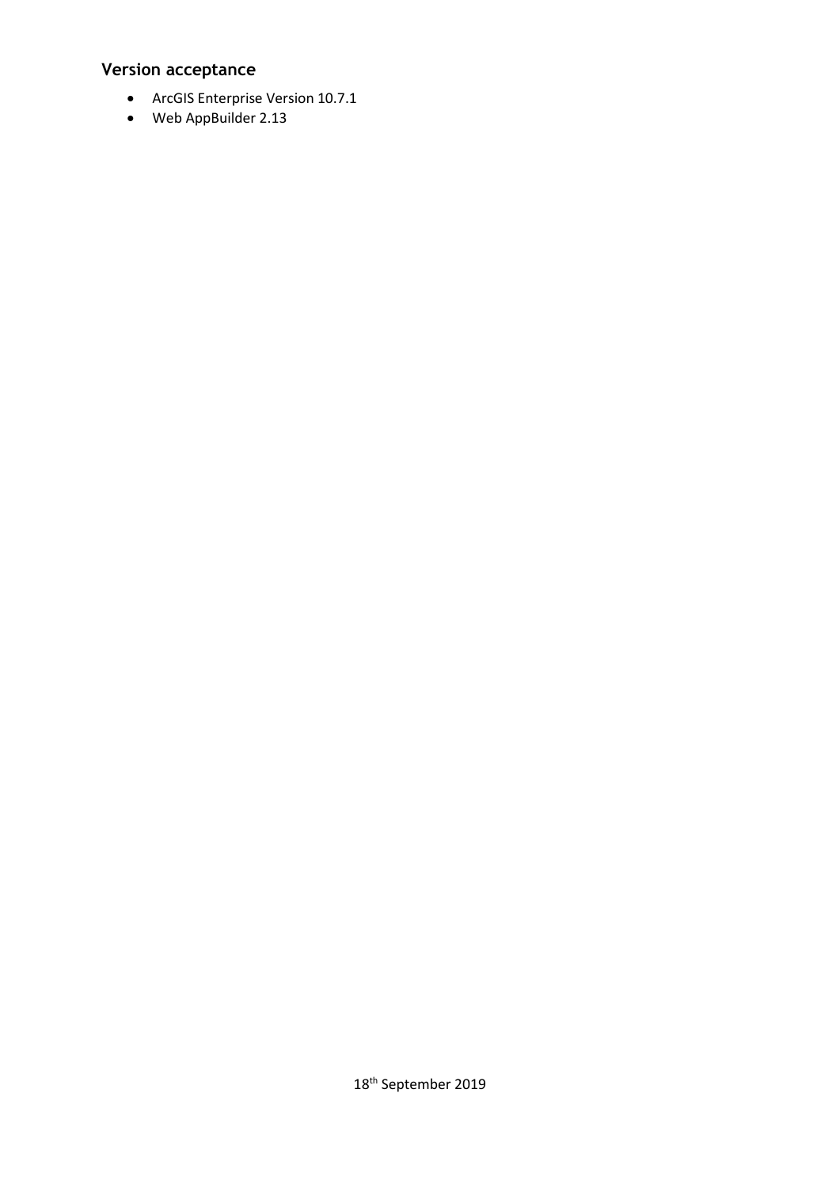## Version acceptance

- ArcGIS Enterprise Version 10.7.1
- Web AppBuilder 2.13